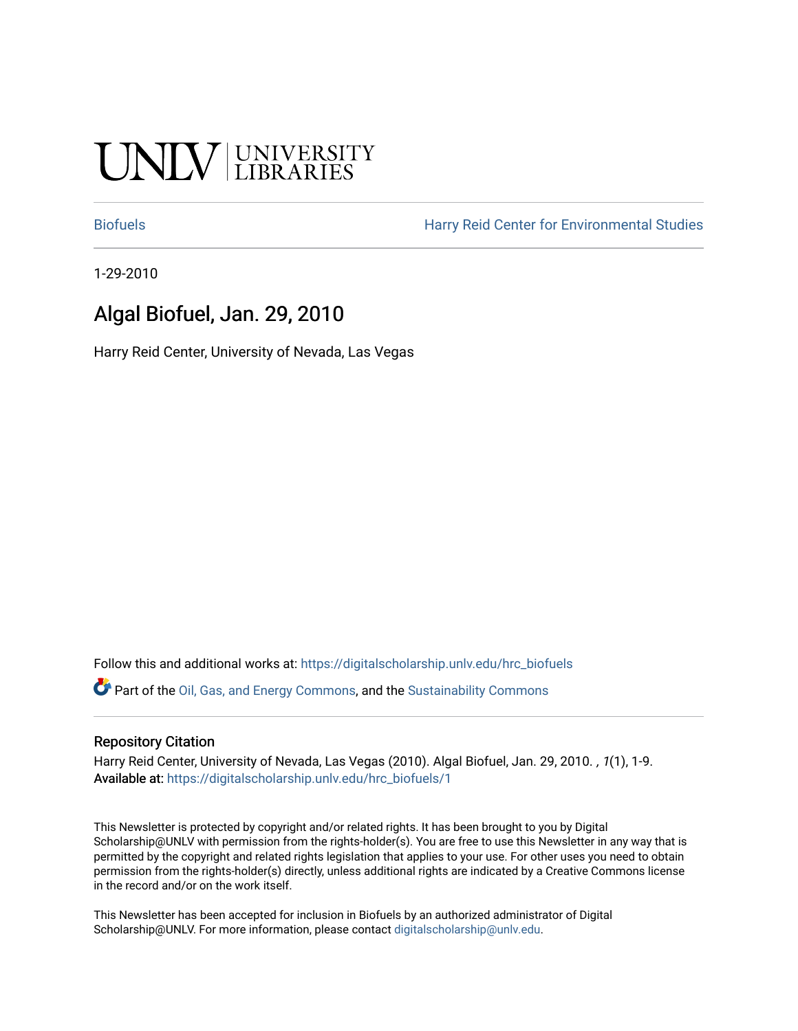UNLV | UNIVERSITY LIBRARIES

Biofuels | Harry Reid Center for Environmental Studies

1-29-2010

# Algal Biofuel, Jan. 29, 2010

Harry Reid Center, University of Nevada, Las Vegas

Follow this and additional works at: https://digitalscholarship.unlv.edu/hrc_biofuels

Part of the Oil, Gas, and Energy Commons, and the Sustainability Commons

## Repository Citation

Harry Reid Center, University of Nevada, Las Vegas (2010). Algal Biofuel, Jan. 29, 2010. , *1*(1), 1-9.
**Available at:** https://digitalscholarship.unlv.edu/hrc_biofuels/1

This Newsletter is protected by copyright and/or related rights. It has been brought to you by Digital Scholarship@UNLV with permission from the rights-holder(s). You are free to use this Newsletter in any way that is permitted by the copyright and related rights legislation that applies to your use. For other uses you need to obtain permission from the rights-holder(s) directly, unless additional rights are indicated by a Creative Commons license in the record and/or on the work itself.

This Newsletter has been accepted for inclusion in Biofuels by an authorized administrator of Digital Scholarship@UNLV. For more information, please contact digitalscholarship@unlv.edu.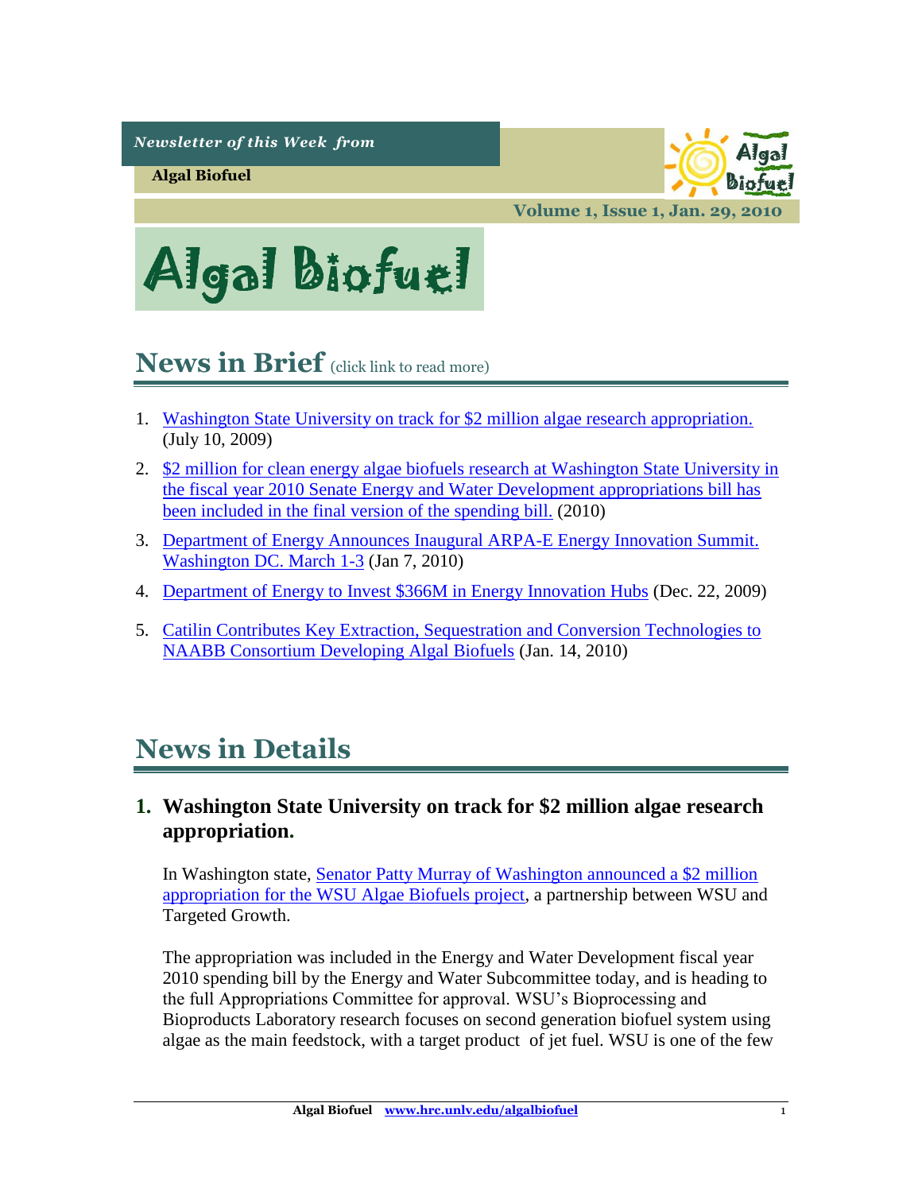*Newsletter of this Week from*

**Algal Biofuel**

**Volume 1, Issue 1, Jan. 29, 2010**

# Algal Biofuel

## News in Brief (click link to read more)

1. Washington State University on track for $2 million algae research appropriation. (July 10, 2009)
2. $2 million for clean energy algae biofuels research at Washington State University in the fiscal year 2010 Senate Energy and Water Development appropriations bill has been included in the final version of the spending bill. (2010)
3. Department of Energy Announces Inaugural ARPA-E Energy Innovation Summit. Washington DC. March 1-3 (Jan 7, 2010)
4. Department of Energy to Invest $366M in Energy Innovation Hubs (Dec. 22, 2009)
5. Catilin Contributes Key Extraction, Sequestration and Conversion Technologies to NAABB Consortium Developing Algal Biofuels (Jan. 14, 2010)

## News in Details

### 1. Washington State University on track for $2 million algae research appropriation.

In Washington state, Senator Patty Murray of Washington announced a $2 million appropriation for the WSU Algae Biofuels project, a partnership between WSU and Targeted Growth.

The appropriation was included in the Energy and Water Development fiscal year 2010 spending bill by the Energy and Water Subcommittee today, and is heading to the full Appropriations Committee for approval. WSU's Bioprocessing and Bioproducts Laboratory research focuses on second generation biofuel system using algae as the main feedstock, with a target product of jet fuel. WSU is one of the few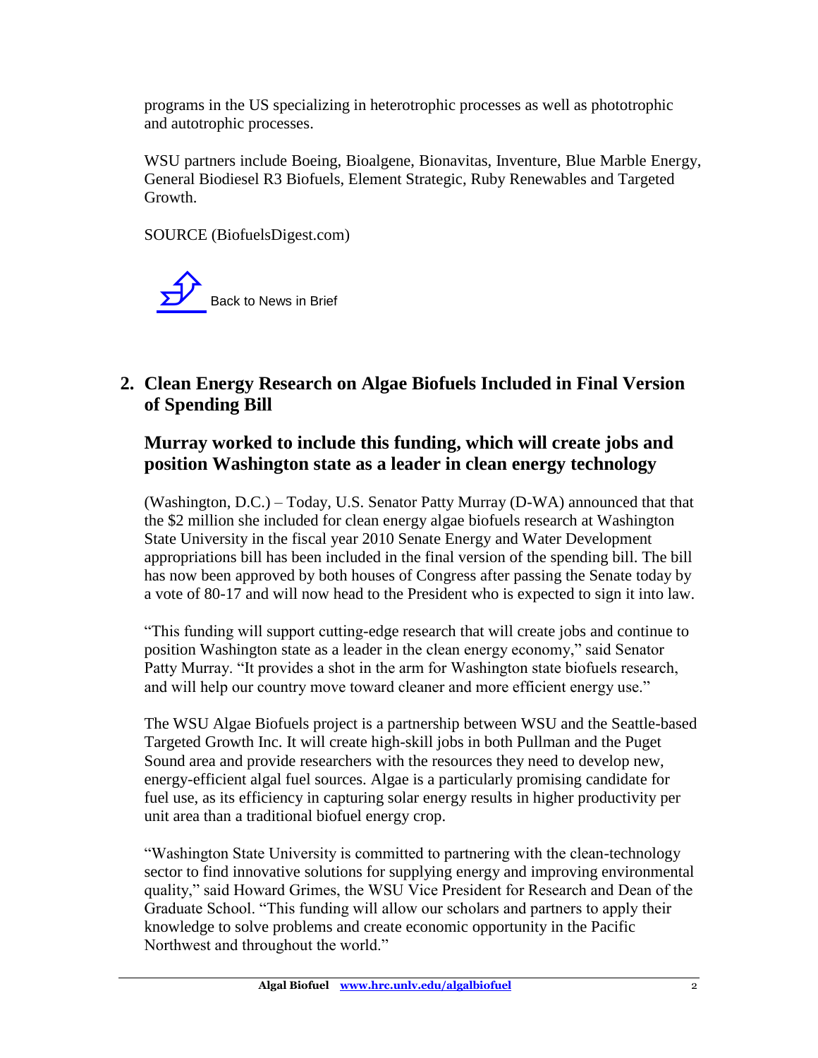programs in the US specializing in heterotrophic processes as well as phototrophic and autotrophic processes.

WSU partners include Boeing, Bioalgene, Bionavitas, Inventure, Blue Marble Energy, General Biodiesel R3 Biofuels, Element Strategic, Ruby Renewables and Targeted Growth.

SOURCE (BiofuelsDigest.com)

Back to News in Brief

## 2. Clean Energy Research on Algae Biofuels Included in Final Version of Spending Bill

### Murray worked to include this funding, which will create jobs and position Washington state as a leader in clean energy technology

(Washington, D.C.) – Today, U.S. Senator Patty Murray (D-WA) announced that that the $2 million she included for clean energy algae biofuels research at Washington State University in the fiscal year 2010 Senate Energy and Water Development appropriations bill has been included in the final version of the spending bill. The bill has now been approved by both houses of Congress after passing the Senate today by a vote of 80-17 and will now head to the President who is expected to sign it into law.

"This funding will support cutting-edge research that will create jobs and continue to position Washington state as a leader in the clean energy economy," said Senator Patty Murray. "It provides a shot in the arm for Washington state biofuels research, and will help our country move toward cleaner and more efficient energy use."

The WSU Algae Biofuels project is a partnership between WSU and the Seattle-based Targeted Growth Inc. It will create high-skill jobs in both Pullman and the Puget Sound area and provide researchers with the resources they need to develop new, energy-efficient algal fuel sources. Algae is a particularly promising candidate for fuel use, as its efficiency in capturing solar energy results in higher productivity per unit area than a traditional biofuel energy crop.

"Washington State University is committed to partnering with the clean-technology sector to find innovative solutions for supplying energy and improving environmental quality," said Howard Grimes, the WSU Vice President for Research and Dean of the Graduate School. "This funding will allow our scholars and partners to apply their knowledge to solve problems and create economic opportunity in the Pacific Northwest and throughout the world."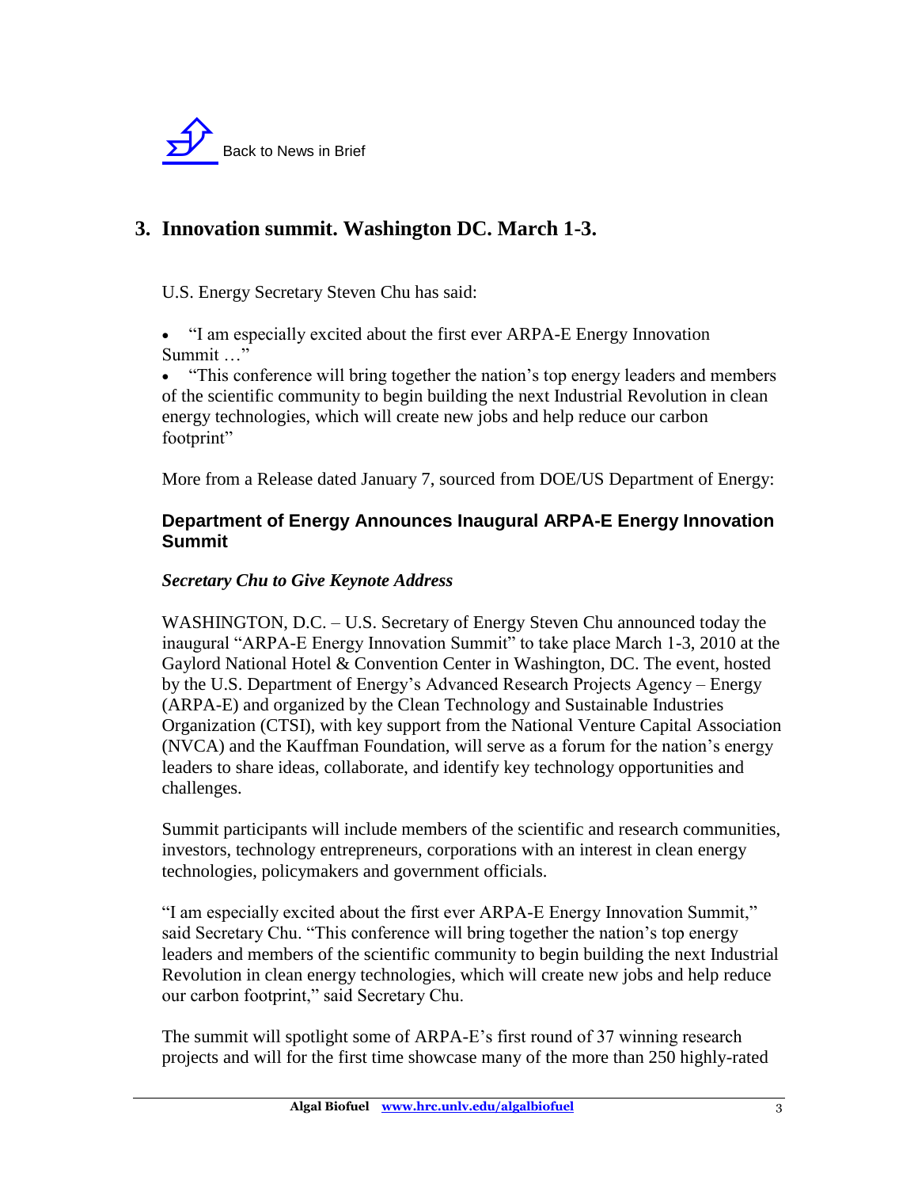Back to News in Brief

## 3. Innovation summit. Washington DC. March 1-3.

U.S. Energy Secretary Steven Chu has said:

- "I am especially excited about the first ever ARPA-E Energy Innovation Summit …"
- "This conference will bring together the nation's top energy leaders and members of the scientific community to begin building the next Industrial Revolution in clean energy technologies, which will create new jobs and help reduce our carbon footprint"

More from a Release dated January 7, sourced from DOE/US Department of Energy:

### Department of Energy Announces Inaugural ARPA-E Energy Innovation Summit

***Secretary Chu to Give Keynote Address***

WASHINGTON, D.C. – U.S. Secretary of Energy Steven Chu announced today the inaugural "ARPA-E Energy Innovation Summit" to take place March 1-3, 2010 at the Gaylord National Hotel & Convention Center in Washington, DC. The event, hosted by the U.S. Department of Energy's Advanced Research Projects Agency – Energy (ARPA-E) and organized by the Clean Technology and Sustainable Industries Organization (CTSI), with key support from the National Venture Capital Association (NVCA) and the Kauffman Foundation, will serve as a forum for the nation's energy leaders to share ideas, collaborate, and identify key technology opportunities and challenges.

Summit participants will include members of the scientific and research communities, investors, technology entrepreneurs, corporations with an interest in clean energy technologies, policymakers and government officials.

"I am especially excited about the first ever ARPA-E Energy Innovation Summit," said Secretary Chu. "This conference will bring together the nation's top energy leaders and members of the scientific community to begin building the next Industrial Revolution in clean energy technologies, which will create new jobs and help reduce our carbon footprint," said Secretary Chu.

The summit will spotlight some of ARPA-E's first round of 37 winning research projects and will for the first time showcase many of the more than 250 highly-rated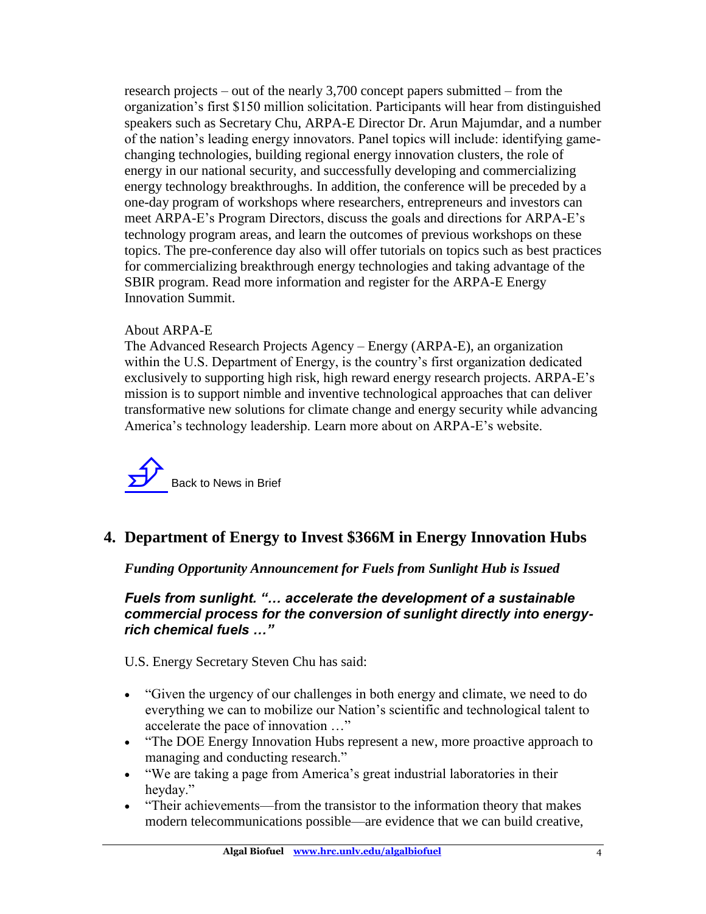research projects – out of the nearly 3,700 concept papers submitted – from the organization's first $150 million solicitation. Participants will hear from distinguished speakers such as Secretary Chu, ARPA-E Director Dr. Arun Majumdar, and a number of the nation's leading energy innovators. Panel topics will include: identifying game-changing technologies, building regional energy innovation clusters, the role of energy in our national security, and successfully developing and commercializing energy technology breakthroughs. In addition, the conference will be preceded by a one-day program of workshops where researchers, entrepreneurs and investors can meet ARPA-E's Program Directors, discuss the goals and directions for ARPA-E's technology program areas, and learn the outcomes of previous workshops on these topics. The pre-conference day also will offer tutorials on topics such as best practices for commercializing breakthrough energy technologies and taking advantage of the SBIR program. Read more information and register for the ARPA-E Energy Innovation Summit.

About ARPA-E

The Advanced Research Projects Agency – Energy (ARPA-E), an organization within the U.S. Department of Energy, is the country's first organization dedicated exclusively to supporting high risk, high reward energy research projects. ARPA-E's mission is to support nimble and inventive technological approaches that can deliver transformative new solutions for climate change and energy security while advancing America's technology leadership. Learn more about on ARPA-E's website.

Back to News in Brief

## 4. Department of Energy to Invest $366M in Energy Innovation Hubs

***Funding Opportunity Announcement for Fuels from Sunlight Hub is Issued***

***Fuels from sunlight. "… accelerate the development of a sustainable commercial process for the conversion of sunlight directly into energy-rich chemical fuels …"***

U.S. Energy Secretary Steven Chu has said:

- "Given the urgency of our challenges in both energy and climate, we need to do everything we can to mobilize our Nation's scientific and technological talent to accelerate the pace of innovation …"
- "The DOE Energy Innovation Hubs represent a new, more proactive approach to managing and conducting research."
- "We are taking a page from America's great industrial laboratories in their heyday."
- "Their achievements—from the transistor to the information theory that makes modern telecommunications possible—are evidence that we can build creative,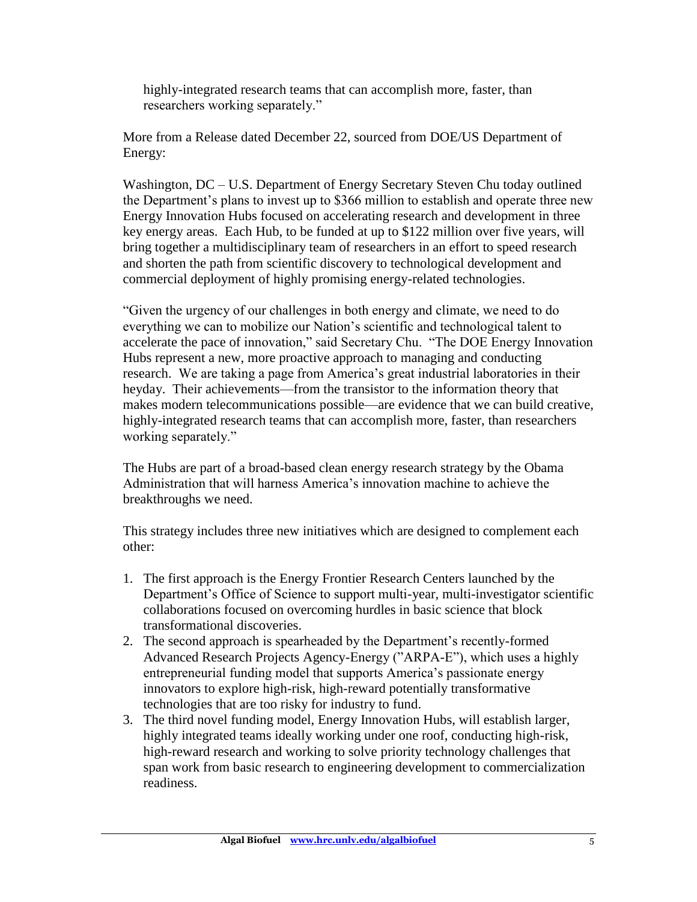highly-integrated research teams that can accomplish more, faster, than researchers working separately."

More from a Release dated December 22, sourced from DOE/US Department of Energy:

Washington, DC – U.S. Department of Energy Secretary Steven Chu today outlined the Department's plans to invest up to $366 million to establish and operate three new Energy Innovation Hubs focused on accelerating research and development in three key energy areas. Each Hub, to be funded at up to $122 million over five years, will bring together a multidisciplinary team of researchers in an effort to speed research and shorten the path from scientific discovery to technological development and commercial deployment of highly promising energy-related technologies.

"Given the urgency of our challenges in both energy and climate, we need to do everything we can to mobilize our Nation's scientific and technological talent to accelerate the pace of innovation," said Secretary Chu. "The DOE Energy Innovation Hubs represent a new, more proactive approach to managing and conducting research. We are taking a page from America's great industrial laboratories in their heyday. Their achievements—from the transistor to the information theory that makes modern telecommunications possible—are evidence that we can build creative, highly-integrated research teams that can accomplish more, faster, than researchers working separately."

The Hubs are part of a broad-based clean energy research strategy by the Obama Administration that will harness America's innovation machine to achieve the breakthroughs we need.

This strategy includes three new initiatives which are designed to complement each other:

1. The first approach is the Energy Frontier Research Centers launched by the Department's Office of Science to support multi-year, multi-investigator scientific collaborations focused on overcoming hurdles in basic science that block transformational discoveries.
2. The second approach is spearheaded by the Department's recently-formed Advanced Research Projects Agency-Energy ("ARPA-E"), which uses a highly entrepreneurial funding model that supports America's passionate energy innovators to explore high-risk, high-reward potentially transformative technologies that are too risky for industry to fund.
3. The third novel funding model, Energy Innovation Hubs, will establish larger, highly integrated teams ideally working under one roof, conducting high-risk, high-reward research and working to solve priority technology challenges that span work from basic research to engineering development to commercialization readiness.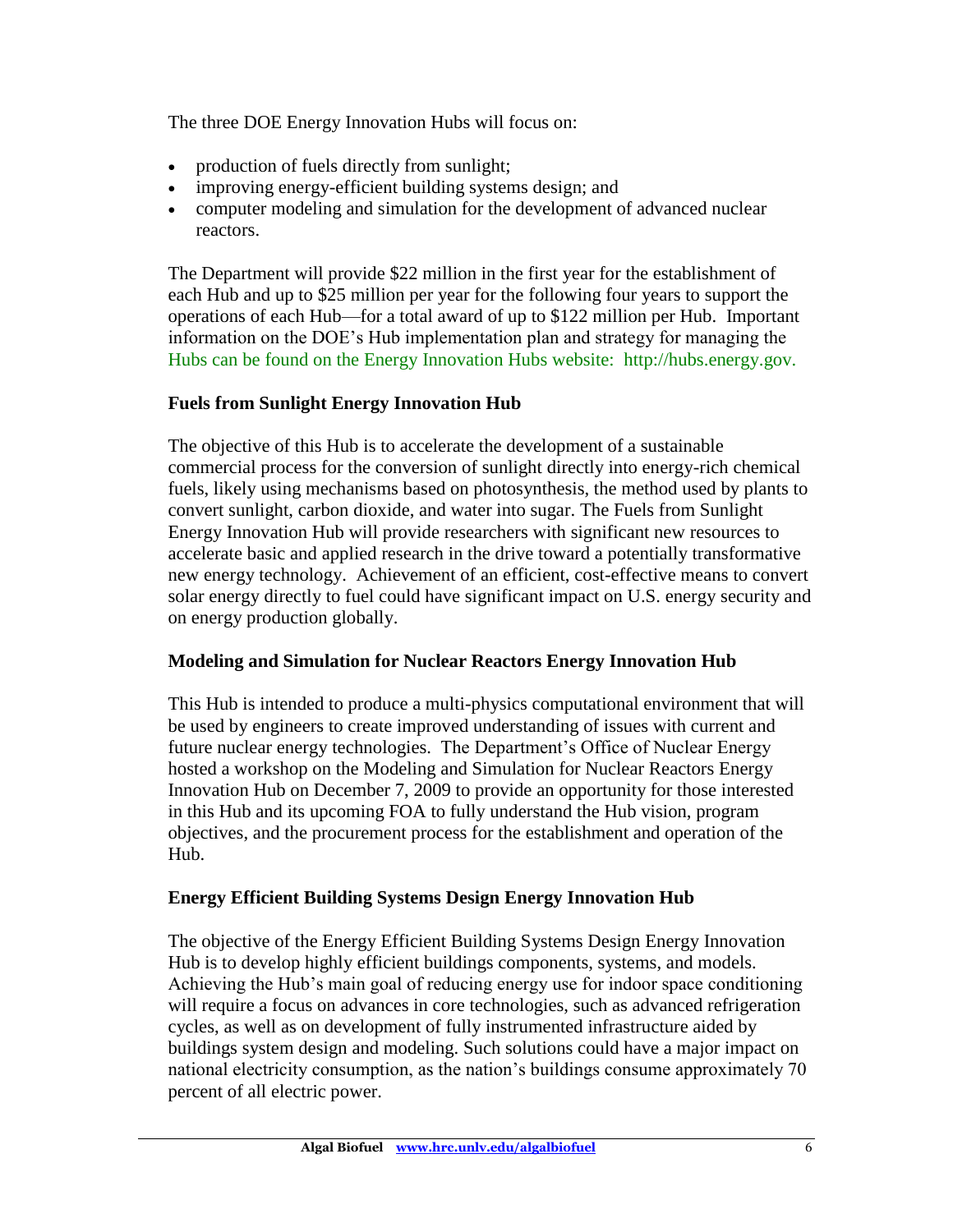The three DOE Energy Innovation Hubs will focus on:

- production of fuels directly from sunlight;
- improving energy-efficient building systems design; and
- computer modeling and simulation for the development of advanced nuclear reactors.

The Department will provide $22 million in the first year for the establishment of each Hub and up to $25 million per year for the following four years to support the operations of each Hub—for a total award of up to $122 million per Hub. Important information on the DOE's Hub implementation plan and strategy for managing the Hubs can be found on the Energy Innovation Hubs website: http://hubs.energy.gov.

### Fuels from Sunlight Energy Innovation Hub

The objective of this Hub is to accelerate the development of a sustainable commercial process for the conversion of sunlight directly into energy-rich chemical fuels, likely using mechanisms based on photosynthesis, the method used by plants to convert sunlight, carbon dioxide, and water into sugar. The Fuels from Sunlight Energy Innovation Hub will provide researchers with significant new resources to accelerate basic and applied research in the drive toward a potentially transformative new energy technology. Achievement of an efficient, cost-effective means to convert solar energy directly to fuel could have significant impact on U.S. energy security and on energy production globally.

### Modeling and Simulation for Nuclear Reactors Energy Innovation Hub

This Hub is intended to produce a multi-physics computational environment that will be used by engineers to create improved understanding of issues with current and future nuclear energy technologies. The Department's Office of Nuclear Energy hosted a workshop on the Modeling and Simulation for Nuclear Reactors Energy Innovation Hub on December 7, 2009 to provide an opportunity for those interested in this Hub and its upcoming FOA to fully understand the Hub vision, program objectives, and the procurement process for the establishment and operation of the Hub.

### Energy Efficient Building Systems Design Energy Innovation Hub

The objective of the Energy Efficient Building Systems Design Energy Innovation Hub is to develop highly efficient buildings components, systems, and models. Achieving the Hub's main goal of reducing energy use for indoor space conditioning will require a focus on advances in core technologies, such as advanced refrigeration cycles, as well as on development of fully instrumented infrastructure aided by buildings system design and modeling. Such solutions could have a major impact on national electricity consumption, as the nation's buildings consume approximately 70 percent of all electric power.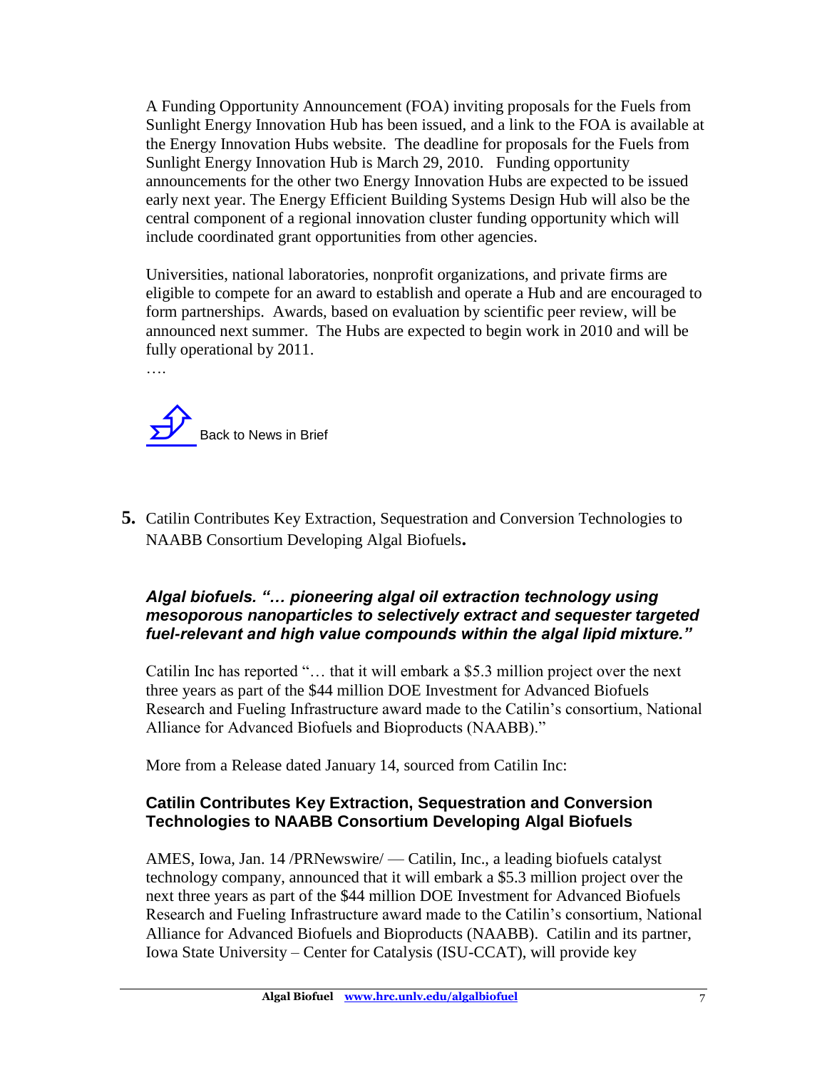A Funding Opportunity Announcement (FOA) inviting proposals for the Fuels from Sunlight Energy Innovation Hub has been issued, and a link to the FOA is available at the Energy Innovation Hubs website. The deadline for proposals for the Fuels from Sunlight Energy Innovation Hub is March 29, 2010. Funding opportunity announcements for the other two Energy Innovation Hubs are expected to be issued early next year. The Energy Efficient Building Systems Design Hub will also be the central component of a regional innovation cluster funding opportunity which will include coordinated grant opportunities from other agencies.

Universities, national laboratories, nonprofit organizations, and private firms are eligible to compete for an award to establish and operate a Hub and are encouraged to form partnerships. Awards, based on evaluation by scientific peer review, will be announced next summer. The Hubs are expected to begin work in 2010 and will be fully operational by 2011.

….

Back to News in Brief

**5.** Catilin Contributes Key Extraction, Sequestration and Conversion Technologies to NAABB Consortium Developing Algal Biofuels**.**

***Algal biofuels. "… pioneering algal oil extraction technology using mesoporous nanoparticles to selectively extract and sequester targeted fuel-relevant and high value compounds within the algal lipid mixture."***

Catilin Inc has reported "… that it will embark a $5.3 million project over the next three years as part of the $44 million DOE Investment for Advanced Biofuels Research and Fueling Infrastructure award made to the Catilin's consortium, National Alliance for Advanced Biofuels and Bioproducts (NAABB)."

More from a Release dated January 14, sourced from Catilin Inc:

### Catilin Contributes Key Extraction, Sequestration and Conversion Technologies to NAABB Consortium Developing Algal Biofuels

AMES, Iowa, Jan. 14 /PRNewswire/ — Catilin, Inc., a leading biofuels catalyst technology company, announced that it will embark a $5.3 million project over the next three years as part of the $44 million DOE Investment for Advanced Biofuels Research and Fueling Infrastructure award made to the Catilin's consortium, National Alliance for Advanced Biofuels and Bioproducts (NAABB). Catilin and its partner, Iowa State University – Center for Catalysis (ISU-CCAT), will provide key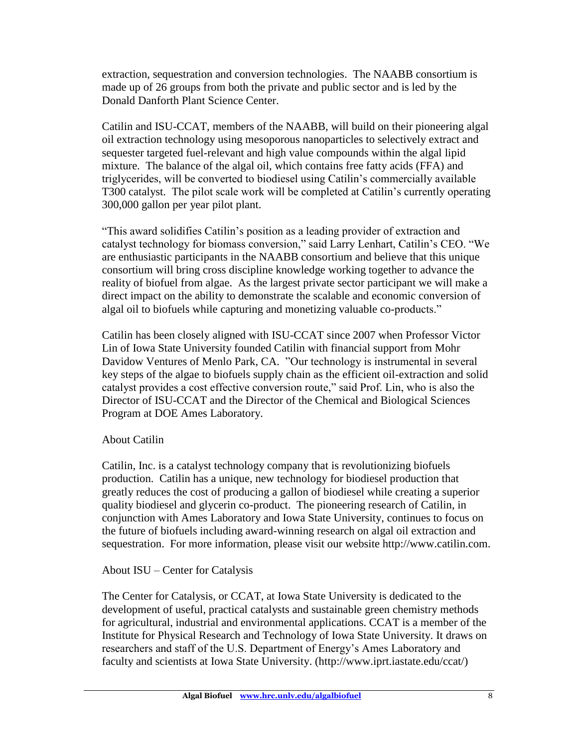extraction, sequestration and conversion technologies. The NAABB consortium is made up of 26 groups from both the private and public sector and is led by the Donald Danforth Plant Science Center.

Catilin and ISU-CCAT, members of the NAABB, will build on their pioneering algal oil extraction technology using mesoporous nanoparticles to selectively extract and sequester targeted fuel-relevant and high value compounds within the algal lipid mixture. The balance of the algal oil, which contains free fatty acids (FFA) and triglycerides, will be converted to biodiesel using Catilin's commercially available T300 catalyst. The pilot scale work will be completed at Catilin's currently operating 300,000 gallon per year pilot plant.

"This award solidifies Catilin's position as a leading provider of extraction and catalyst technology for biomass conversion," said Larry Lenhart, Catilin's CEO. "We are enthusiastic participants in the NAABB consortium and believe that this unique consortium will bring cross discipline knowledge working together to advance the reality of biofuel from algae. As the largest private sector participant we will make a direct impact on the ability to demonstrate the scalable and economic conversion of algal oil to biofuels while capturing and monetizing valuable co-products."

Catilin has been closely aligned with ISU-CCAT since 2007 when Professor Victor Lin of Iowa State University founded Catilin with financial support from Mohr Davidow Ventures of Menlo Park, CA. "Our technology is instrumental in several key steps of the algae to biofuels supply chain as the efficient oil-extraction and solid catalyst provides a cost effective conversion route," said Prof. Lin, who is also the Director of ISU-CCAT and the Director of the Chemical and Biological Sciences Program at DOE Ames Laboratory.

About Catilin

Catilin, Inc. is a catalyst technology company that is revolutionizing biofuels production. Catilin has a unique, new technology for biodiesel production that greatly reduces the cost of producing a gallon of biodiesel while creating a superior quality biodiesel and glycerin co-product. The pioneering research of Catilin, in conjunction with Ames Laboratory and Iowa State University, continues to focus on the future of biofuels including award-winning research on algal oil extraction and sequestration. For more information, please visit our website http://www.catilin.com.

About ISU – Center for Catalysis

The Center for Catalysis, or CCAT, at Iowa State University is dedicated to the development of useful, practical catalysts and sustainable green chemistry methods for agricultural, industrial and environmental applications. CCAT is a member of the Institute for Physical Research and Technology of Iowa State University. It draws on researchers and staff of the U.S. Department of Energy's Ames Laboratory and faculty and scientists at Iowa State University. (http://www.iprt.iastate.edu/ccat/)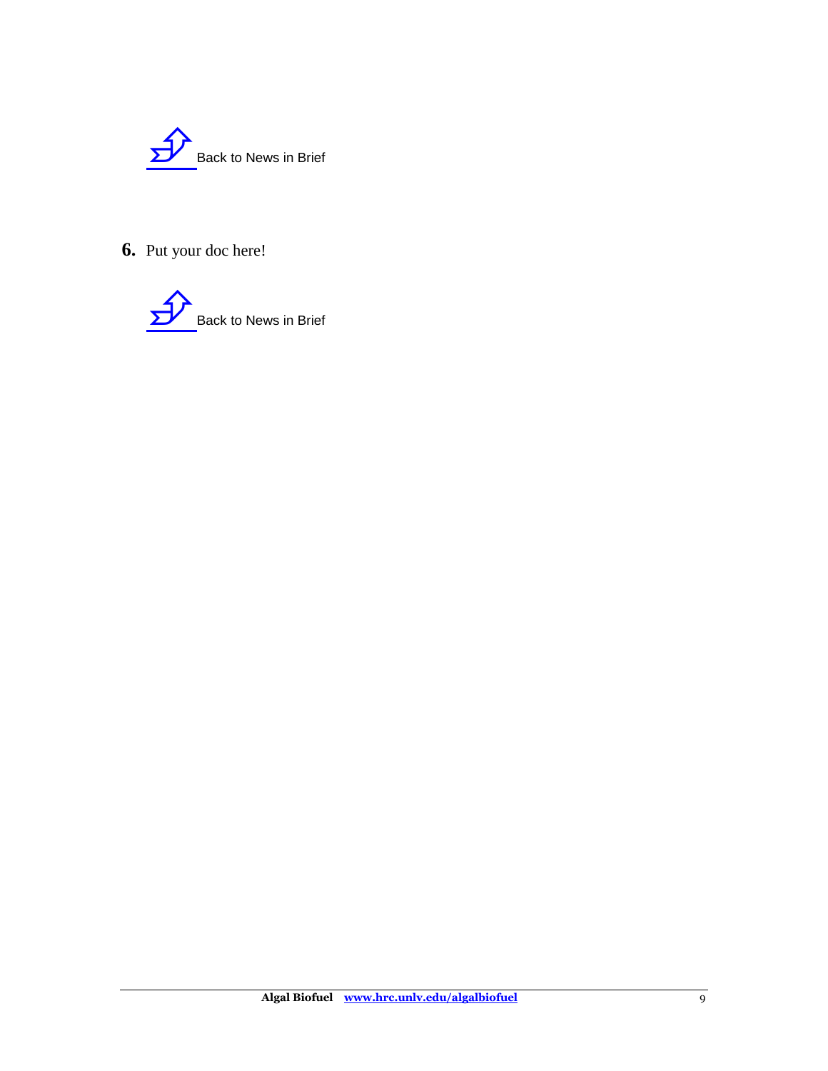Back to News in Brief

6. Put your doc here!

Back to News in Brief